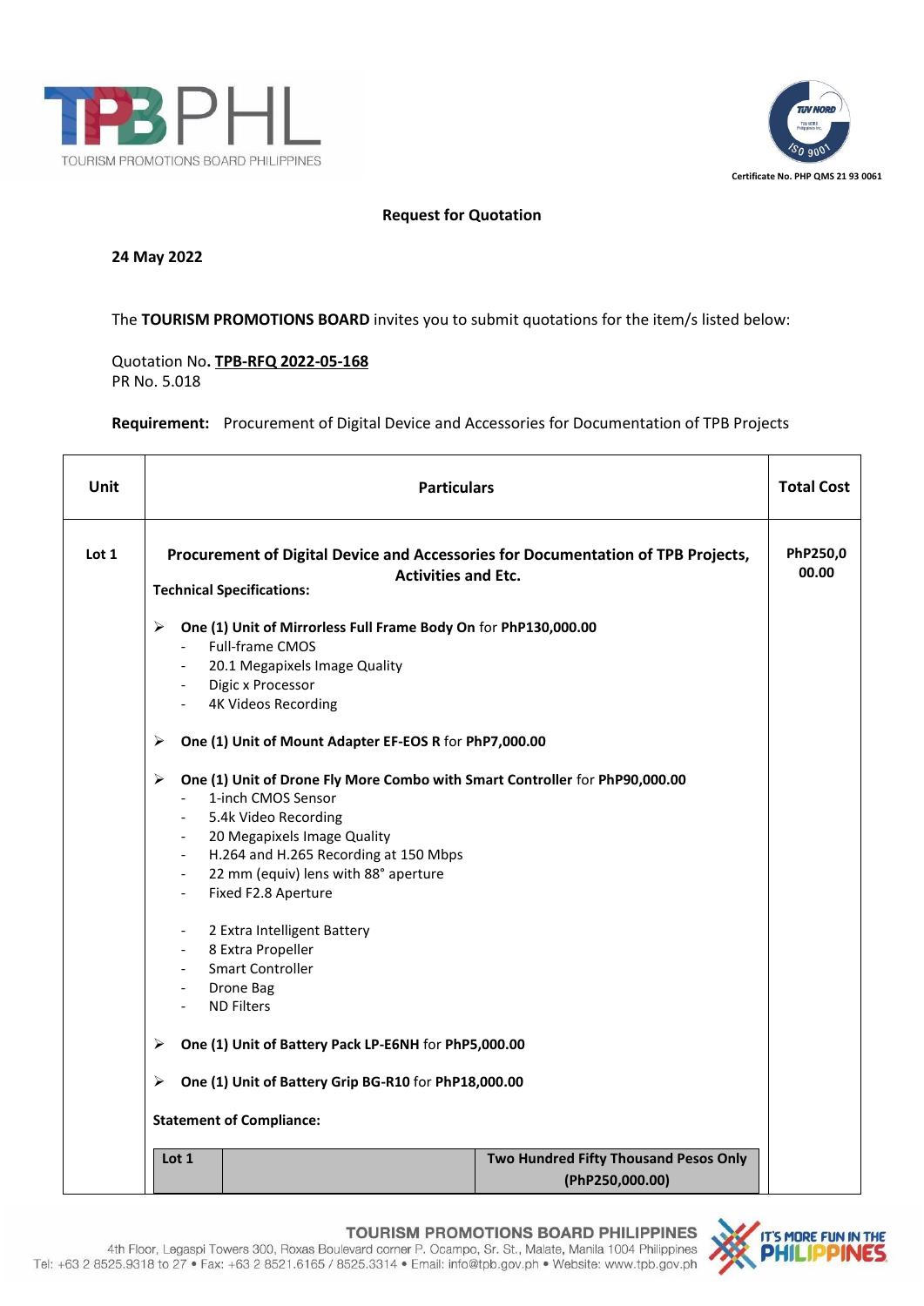TPBPHL
TOURISM PROMOTIONS BOARD PHILIPPINES

Certificate No. PHP QMS 21 93 0061

## Request for Quotation

**24 May 2022**

The **TOURISM PROMOTIONS BOARD** invites you to submit quotations for the item/s listed below:

Quotation No. **TPB-RFQ 2022-05-168**
PR No. 5.018

**Requirement:** Procurement of Digital Device and Accessories for Documentation of TPB Projects

| Unit | Particulars | Total Cost |
|---|---|---|
| Lot 1 | **Procurement of Digital Device and Accessories for Documentation of TPB Projects, Activities and Etc.**<br>**Technical Specifications:**<br>➢ **One (1) Unit of Mirrorless Full Frame Body On** for **PhP130,000.00**<br>- Full-frame CMOS<br>- 20.1 Megapixels Image Quality<br>- Digic x Processor<br>- 4K Videos Recording<br>➢ **One (1) Unit of Mount Adapter EF-EOS R** for **PhP7,000.00**<br>➢ **One (1) Unit of Drone Fly More Combo with Smart Controller** for **PhP90,000.00**<br>- 1-inch CMOS Sensor<br>- 5.4k Video Recording<br>- 20 Megapixels Image Quality<br>- H.264 and H.265 Recording at 150 Mbps<br>- 22 mm (equiv) lens with 88° aperture<br>- Fixed F2.8 Aperture<br>- 2 Extra Intelligent Battery<br>- 8 Extra Propeller<br>- Smart Controller<br>- Drone Bag<br>- ND Filters<br>➢ **One (1) Unit of Battery Pack LP-E6NH** for **PhP5,000.00**<br>➢ **One (1) Unit of Battery Grip BG-R10** for **PhP18,000.00**<br>**Statement of Compliance:** | **PhP250,000.00** |

| Lot 1 | | Two Hundred Fifty Thousand Pesos Only (PhP250,000.00) |
|---|---|---|

TOURISM PROMOTIONS BOARD PHILIPPINES
4th Floor, Legaspi Towers 300, Roxas Boulevard corner P. Ocampo, Sr. St., Malate, Manila 1004 Philippines
Tel: +63 2 8525.9318 to 27 • Fax: +63 2 8521.6165 / 8525.3314 • Email: info@tpb.gov.ph • Website: www.tpb.gov.ph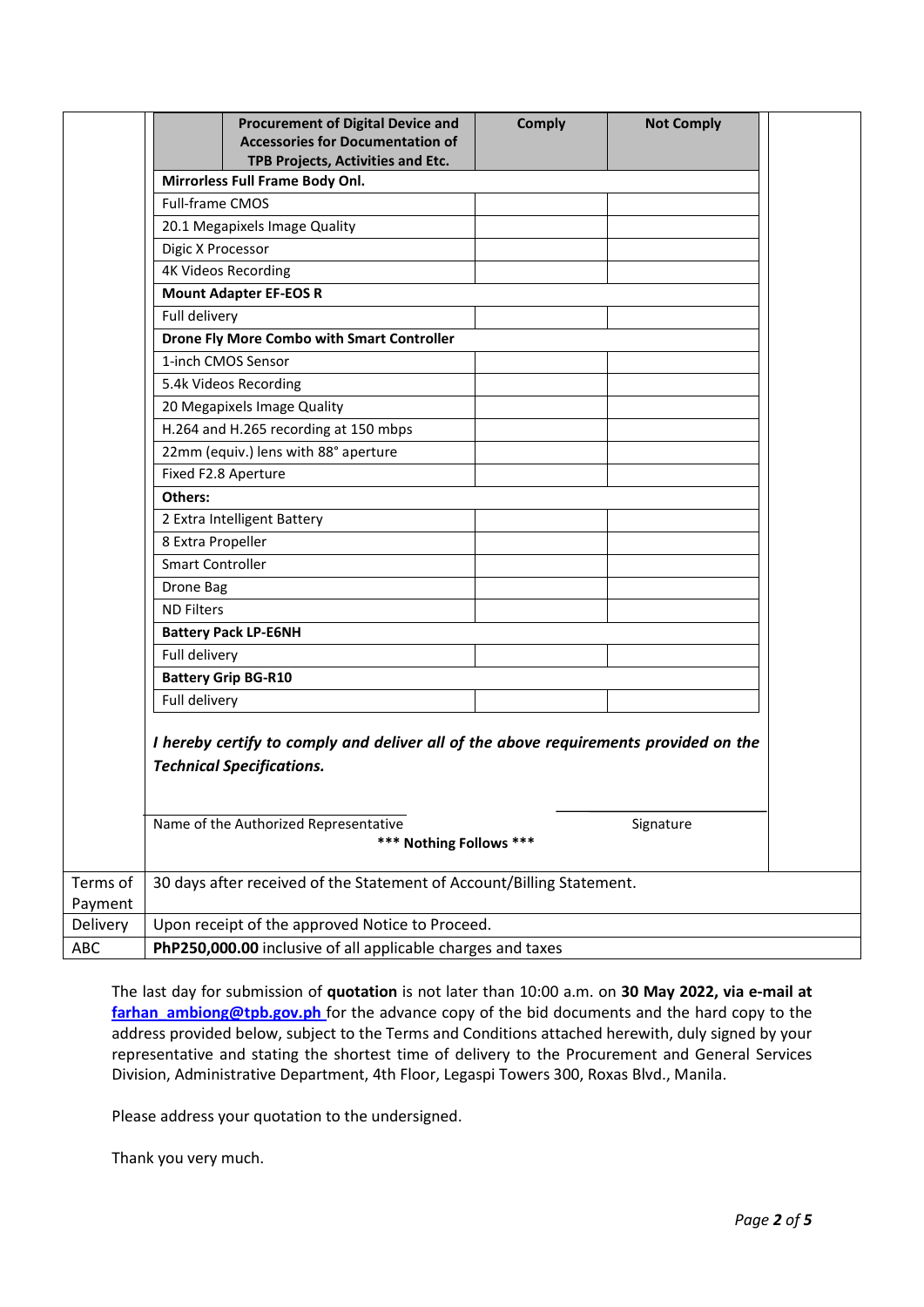| | Procurement of Digital Device and Accessories for Documentation of TPB Projects, Activities and Etc. | Comply | Not Comply |
|---|---|---|---|
| **Mirrorless Full Frame Body Onl.** | | | |
| Full-frame CMOS | | | |
| 20.1 Megapixels Image Quality | | | |
| Digic X Processor | | | |
| 4K Videos Recording | | | |
| **Mount Adapter EF-EOS R** | | | |
| Full delivery | | | |
| **Drone Fly More Combo with Smart Controller** | | | |
| 1-inch CMOS Sensor | | | |
| 5.4k Videos Recording | | | |
| 20 Megapixels Image Quality | | | |
| H.264 and H.265 recording at 150 mbps | | | |
| 22mm (equiv.) lens with 88° aperture | | | |
| Fixed F2.8 Aperture | | | |
| **Others:** | | | |
| 2 Extra Intelligent Battery | | | |
| 8 Extra Propeller | | | |
| Smart Controller | | | |
| Drone Bag | | | |
| ND Filters | | | |
| **Battery Pack LP-E6NH** | | | |
| Full delivery | | | |
| **Battery Grip BG-R10** | | | |
| Full delivery | | | |

***I hereby certify to comply and deliver all of the above requirements provided on the Technical Specifications.***

Name of the Authorized Representative　　　　　　　　　　Signature

**\*\*\* Nothing Follows \*\*\***

| | |
|---|---|
| Terms of Payment | 30 days after received of the Statement of Account/Billing Statement. |
| Delivery | Upon receipt of the approved Notice to Proceed. |
| ABC | **PhP250,000.00** inclusive of all applicable charges and taxes |

The last day for submission of **quotation** is not later than 10:00 a.m. on **30 May 2022, via e-mail at** **farhan_ambiong@tpb.gov.ph** for the advance copy of the bid documents and the hard copy to the address provided below, subject to the Terms and Conditions attached herewith, duly signed by your representative and stating the shortest time of delivery to the Procurement and General Services Division, Administrative Department, 4th Floor, Legaspi Towers 300, Roxas Blvd., Manila.

Please address your quotation to the undersigned.

Thank you very much.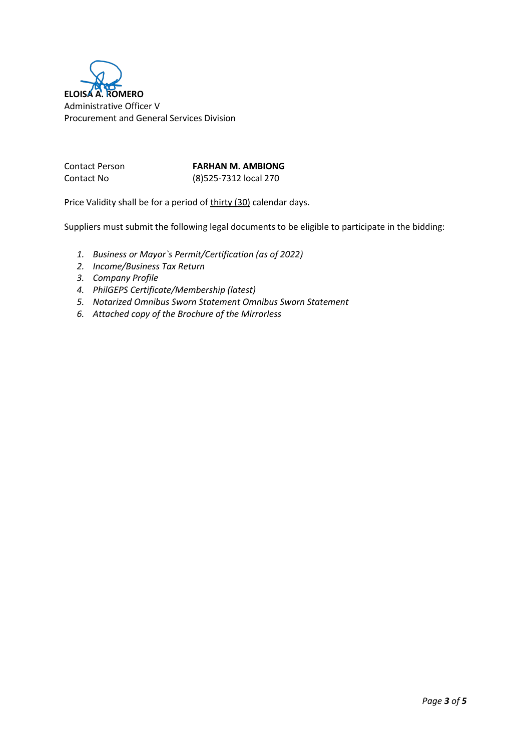**ELOISA A. ROMERO**
Administrative Officer V
Procurement and General Services Division

Contact Person **FARHAN M. AMBIONG**
Contact No (8)525-7312 local 270

Price Validity shall be for a period of thirty (30) calendar days.

Suppliers must submit the following legal documents to be eligible to participate in the bidding:

1. *Business or Mayor`s Permit/Certification (as of 2022)*
2. *Income/Business Tax Return*
3. *Company Profile*
4. *PhilGEPS Certificate/Membership (latest)*
5. *Notarized Omnibus Sworn Statement Omnibus Sworn Statement*
6. *Attached copy of the Brochure of the Mirrorless*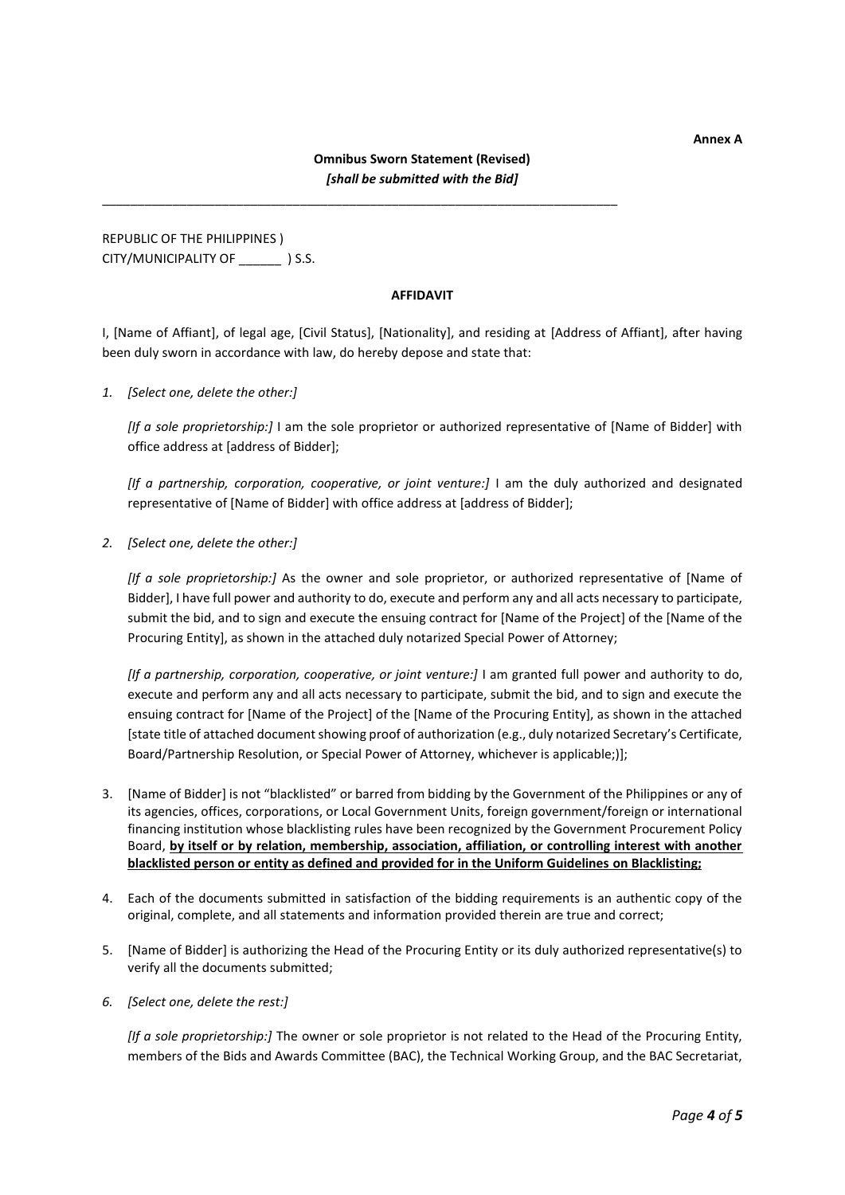**Annex A**

**Omnibus Sworn Statement (Revised)**
***[shall be submitted with the Bid]***

---

REPUBLIC OF THE PHILIPPINES )
CITY/MUNICIPALITY OF ______ ) S.S.

**AFFIDAVIT**

I, [Name of Affiant], of legal age, [Civil Status], [Nationality], and residing at [Address of Affiant], after having been duly sworn in accordance with law, do hereby depose and state that:

1. *[Select one, delete the other:]*

   *[If a sole proprietorship:]* I am the sole proprietor or authorized representative of [Name of Bidder] with office address at [address of Bidder];

   *[If a partnership, corporation, cooperative, or joint venture:]* I am the duly authorized and designated representative of [Name of Bidder] with office address at [address of Bidder];

2. *[Select one, delete the other:]*

   *[If a sole proprietorship:]* As the owner and sole proprietor, or authorized representative of [Name of Bidder], I have full power and authority to do, execute and perform any and all acts necessary to participate, submit the bid, and to sign and execute the ensuing contract for [Name of the Project] of the [Name of the Procuring Entity], as shown in the attached duly notarized Special Power of Attorney;

   *[If a partnership, corporation, cooperative, or joint venture:]* I am granted full power and authority to do, execute and perform any and all acts necessary to participate, submit the bid, and to sign and execute the ensuing contract for [Name of the Project] of the [Name of the Procuring Entity], as shown in the attached [state title of attached document showing proof of authorization (e.g., duly notarized Secretary's Certificate, Board/Partnership Resolution, or Special Power of Attorney, whichever is applicable;)];

3. [Name of Bidder] is not "blacklisted" or barred from bidding by the Government of the Philippines or any of its agencies, offices, corporations, or Local Government Units, foreign government/foreign or international financing institution whose blacklisting rules have been recognized by the Government Procurement Policy Board, **by itself or by relation, membership, association, affiliation, or controlling interest with another blacklisted person or entity as defined and provided for in the Uniform Guidelines on Blacklisting;**

4. Each of the documents submitted in satisfaction of the bidding requirements is an authentic copy of the original, complete, and all statements and information provided therein are true and correct;

5. [Name of Bidder] is authorizing the Head of the Procuring Entity or its duly authorized representative(s) to verify all the documents submitted;

6. *[Select one, delete the rest:]*

   *[If a sole proprietorship:]* The owner or sole proprietor is not related to the Head of the Procuring Entity, members of the Bids and Awards Committee (BAC), the Technical Working Group, and the BAC Secretariat,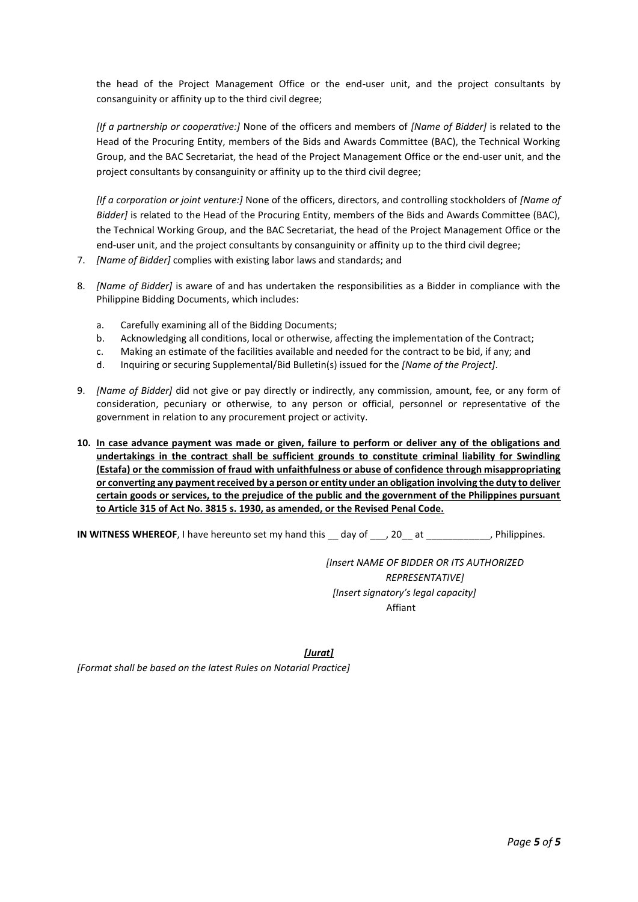the head of the Project Management Office or the end-user unit, and the project consultants by consanguinity or affinity up to the third civil degree;

*[If a partnership or cooperative:]* None of the officers and members of *[Name of Bidder]* is related to the Head of the Procuring Entity, members of the Bids and Awards Committee (BAC), the Technical Working Group, and the BAC Secretariat, the head of the Project Management Office or the end-user unit, and the project consultants by consanguinity or affinity up to the third civil degree;

*[If a corporation or joint venture:]* None of the officers, directors, and controlling stockholders of *[Name of Bidder]* is related to the Head of the Procuring Entity, members of the Bids and Awards Committee (BAC), the Technical Working Group, and the BAC Secretariat, the head of the Project Management Office or the end-user unit, and the project consultants by consanguinity or affinity up to the third civil degree;

7. *[Name of Bidder]* complies with existing labor laws and standards; and

8. *[Name of Bidder]* is aware of and has undertaken the responsibilities as a Bidder in compliance with the Philippine Bidding Documents, which includes:

   a. Carefully examining all of the Bidding Documents;
   b. Acknowledging all conditions, local or otherwise, affecting the implementation of the Contract;
   c. Making an estimate of the facilities available and needed for the contract to be bid, if any; and
   d. Inquiring or securing Supplemental/Bid Bulletin(s) issued for the *[Name of the Project]*.

9. *[Name of Bidder]* did not give or pay directly or indirectly, any commission, amount, fee, or any form of consideration, pecuniary or otherwise, to any person or official, personnel or representative of the government in relation to any procurement project or activity.

10. **<u>In case advance payment was made or given, failure to perform or deliver any of the obligations and undertakings in the contract shall be sufficient grounds to constitute criminal liability for Swindling (Estafa) or the commission of fraud with unfaithfulness or abuse of confidence through misappropriating or converting any payment received by a person or entity under an obligation involving the duty to deliver certain goods or services, to the prejudice of the public and the government of the Philippines pursuant to Article 315 of Act No. 3815 s. 1930, as amended, or the Revised Penal Code.</u>**

**IN WITNESS WHEREOF**, I have hereunto set my hand this __ day of ___, 20__ at ____________, Philippines.

*[Insert NAME OF BIDDER OR ITS AUTHORIZED REPRESENTATIVE]*
*[Insert signatory's legal capacity]*
Affiant

***<u>[Jurat]</u>***

*[Format shall be based on the latest Rules on Notarial Practice]*